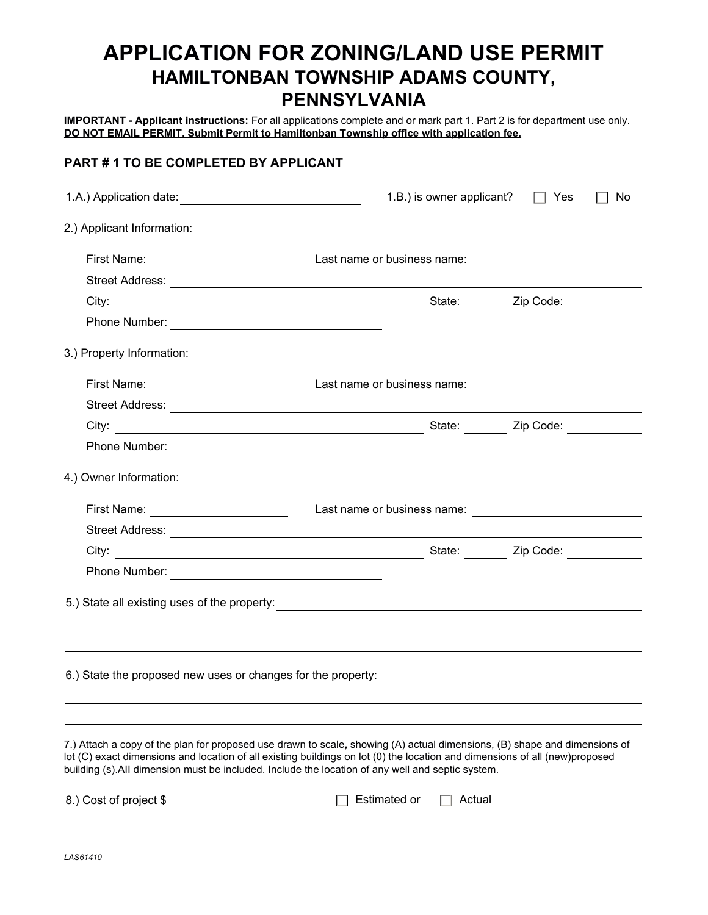# APPLICATION FOR ZONING/LAND USE PERMIT
## HAMILTONBAN TOWNSHIP ADAMS COUNTY, PENNSYLVANIA

**IMPORTANT - Applicant instructions:** For all applications complete and or mark part 1. Part 2 is for department use only.
**DO NOT EMAIL PERMIT. Submit Permit to Hamiltonban Township office with application fee.**

### PART # 1 TO BE COMPLETED BY APPLICANT

1.A.) Application date: ______________________ 1.B.) is owner applicant? ☐ Yes ☐ No

2.) Applicant Information:

First Name: ________________ Last name or business name: ____________________

Street Address: ______________________________________________

City: ______________________________ State: ______ Zip Code: __________

Phone Number: ______________________

3.) Property Information:

First Name: ________________ Last name or business name: ____________________

Street Address: ______________________________________________

City: ______________________________ State: ______ Zip Code: __________

Phone Number: ______________________

4.) Owner Information:

First Name: ________________ Last name or business name: ____________________

Street Address: ______________________________________________

City: ______________________________ State: ______ Zip Code: __________

Phone Number: ______________________

5.) State all existing uses of the property: ______________________________________________

____________________________________________________________________________

____________________________________________________________________________

6.) State the proposed new uses or changes for the property: ______________________________

____________________________________________________________________________

____________________________________________________________________________

7.) Attach a copy of the plan for proposed use drawn to scale**,** showing (A) actual dimensions, (B) shape and dimensions of lot (C) exact dimensions and location of all existing buildings on lot (0) the location and dimensions of all (new)proposed building (s).AII dimension must be included. Include the location of any well and septic system.

8.) Cost of project $ ________________ ☐ Estimated or ☐ Actual

*LAS61410*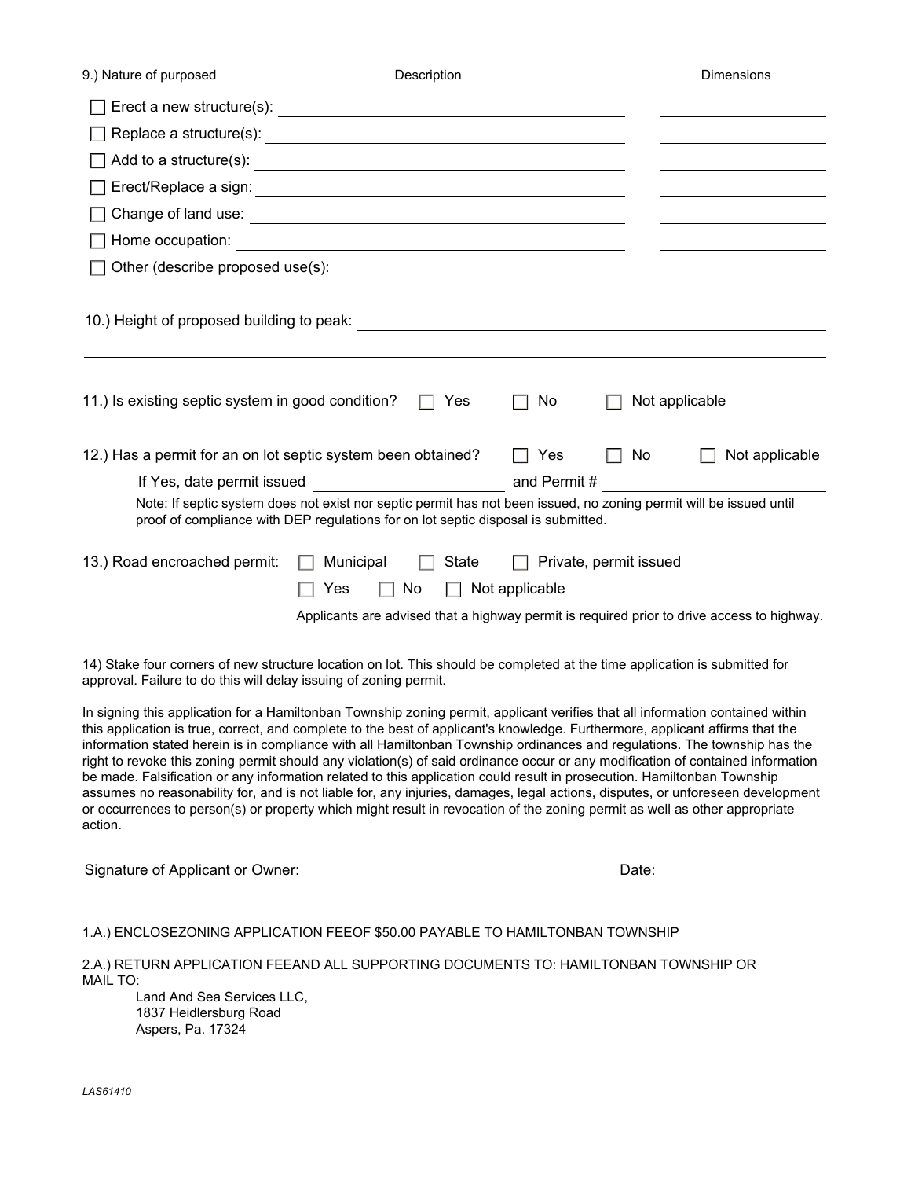9.) Nature of purposed | Description | Dimensions

- ☐ Erect a new structure(s): ______________________ ______________
- ☐ Replace a structure(s): ______________________ ______________
- ☐ Add to a structure(s): ______________________ ______________
- ☐ Erect/Replace a sign: ______________________ ______________
- ☐ Change of land use: ______________________ ______________
- ☐ Home occupation: ______________________ ______________
- ☐ Other (describe proposed use(s): ______________________ ______________

10.) Height of proposed building to peak: ______________________

11.) Is existing septic system in good condition? ☐ Yes ☐ No ☐ Not applicable

12.) Has a permit for an on lot septic system been obtained? ☐ Yes ☐ No ☐ Not applicable

If Yes, date permit issued ______________ and Permit # ______________

Note: If septic system does not exist nor septic permit has not been issued, no zoning permit will be issued until proof of compliance with DEP regulations for on lot septic disposal is submitted.

13.) Road encroached permit: ☐ Municipal ☐ State ☐ Private, permit issued

☐ Yes ☐ No ☐ Not applicable

Applicants are advised that a highway permit is required prior to drive access to highway.

14) Stake four corners of new structure location on lot. This should be completed at the time application is submitted for approval. Failure to do this will delay issuing of zoning permit.

In signing this application for a Hamiltonban Township zoning permit, applicant verifies that all information contained within this application is true, correct, and complete to the best of applicant's knowledge. Furthermore, applicant affirms that the information stated herein is in compliance with all Hamiltonban Township ordinances and regulations. The township has the right to revoke this zoning permit should any violation(s) of said ordinance occur or any modification of contained information be made. Falsification or any information related to this application could result in prosecution. Hamiltonban Township assumes no reasonability for, and is not liable for, any injuries, damages, legal actions, disputes, or unforeseen development or occurrences to person(s) or property which might result in revocation of the zoning permit as well as other appropriate action.

Signature of Applicant or Owner: ______________________ Date: ______________

1.A.) ENCLOSEZONING APPLICATION FEEOF $50.00 PAYABLE TO HAMILTONBAN TOWNSHIP

2.A.) RETURN APPLICATION FEEAND ALL SUPPORTING DOCUMENTS TO: HAMILTONBAN TOWNSHIP OR MAIL TO:

Land And Sea Services LLC,  
1837 Heidlersburg Road  
Aspers, Pa. 17324

*LAS61410*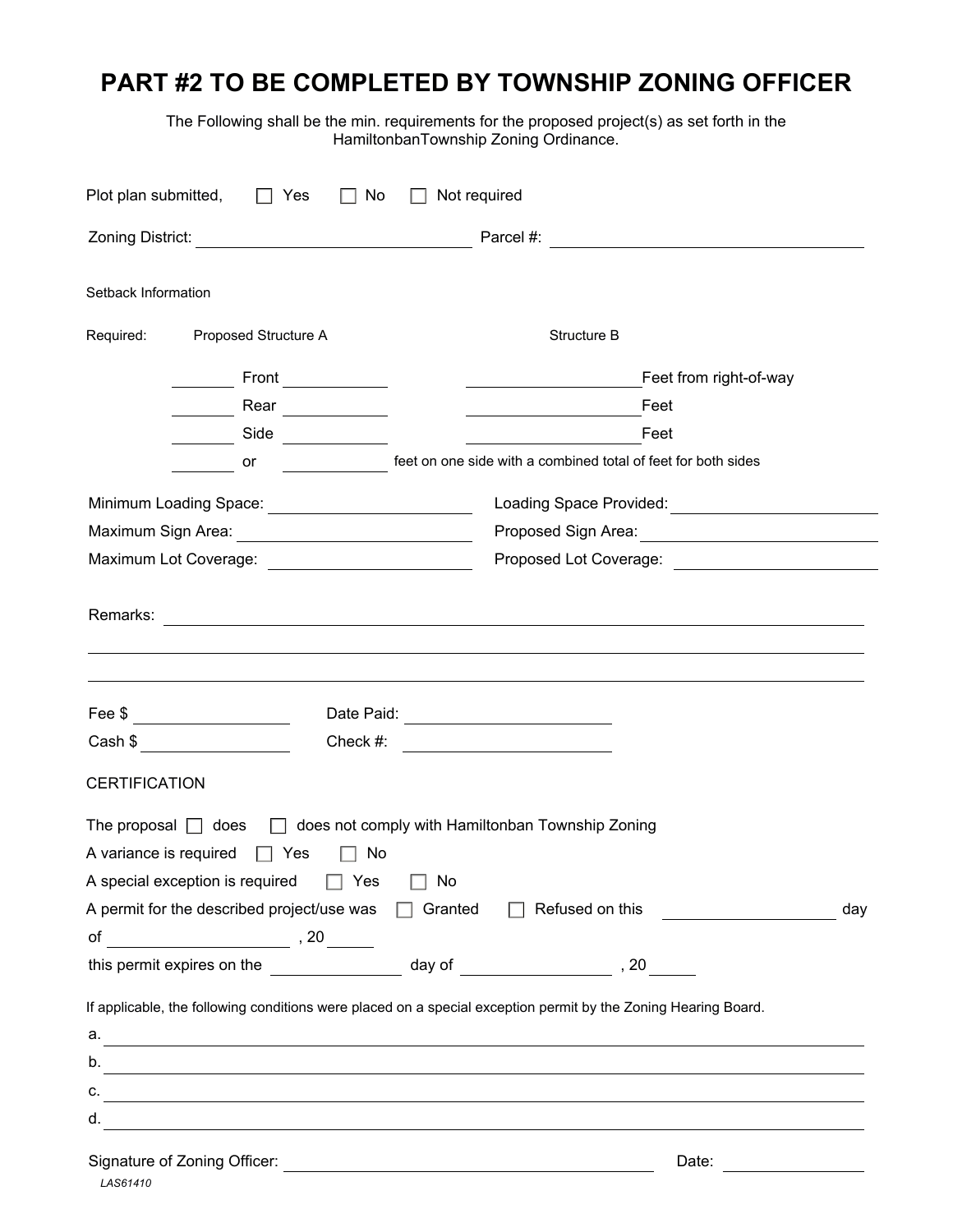# PART #2 TO BE COMPLETED BY TOWNSHIP ZONING OFFICER

The Following shall be the min. requirements for the proposed project(s) as set forth in the HamiltonbanTownship Zoning Ordinance.

Plot plan submitted, ☐ Yes ☐ No ☐ Not required

Zoning District: ______________________ Parcel #: ______________________

Setback Information

| Required: | Proposed Structure A | | Structure B |
|---|---|---|---|
| ________ | Front | ________ | ________ Feet from right-of-way |
| ________ | Rear | ________ | ________ Feet |
| ________ | Side | ________ | ________ Feet |
| ________ | or | ________ | feet on one side with a combined total of feet for both sides |

Minimum Loading Space: ______________________ Loading Space Provided: ______________________

Maximum Sign Area: ______________________ Proposed Sign Area: ______________________

Maximum Lot Coverage: ______________________ Proposed Lot Coverage: ______________________

Remarks: ____________________________________________________________

____________________________________________________________

____________________________________________________________

Fee $ ______________ Date Paid: ______________

Cash $ ______________ Check #: ______________

CERTIFICATION

The proposal ☐ does ☐ does not comply with Hamiltonban Township Zoning

A variance is required ☐ Yes ☐ No

A special exception is required ☐ Yes ☐ No

A permit for the described project/use was ☐ Granted ☐ Refused on this ______________ day of ______________ , 20______

this permit expires on the ______________ day of ______________ , 20______

If applicable, the following conditions were placed on a special exception permit by the Zoning Hearing Board.

a. ____________________________________________________________

b. ____________________________________________________________

c. ____________________________________________________________

d. ____________________________________________________________

Signature of Zoning Officer: ______________________________ Date: ______________

LAS61410